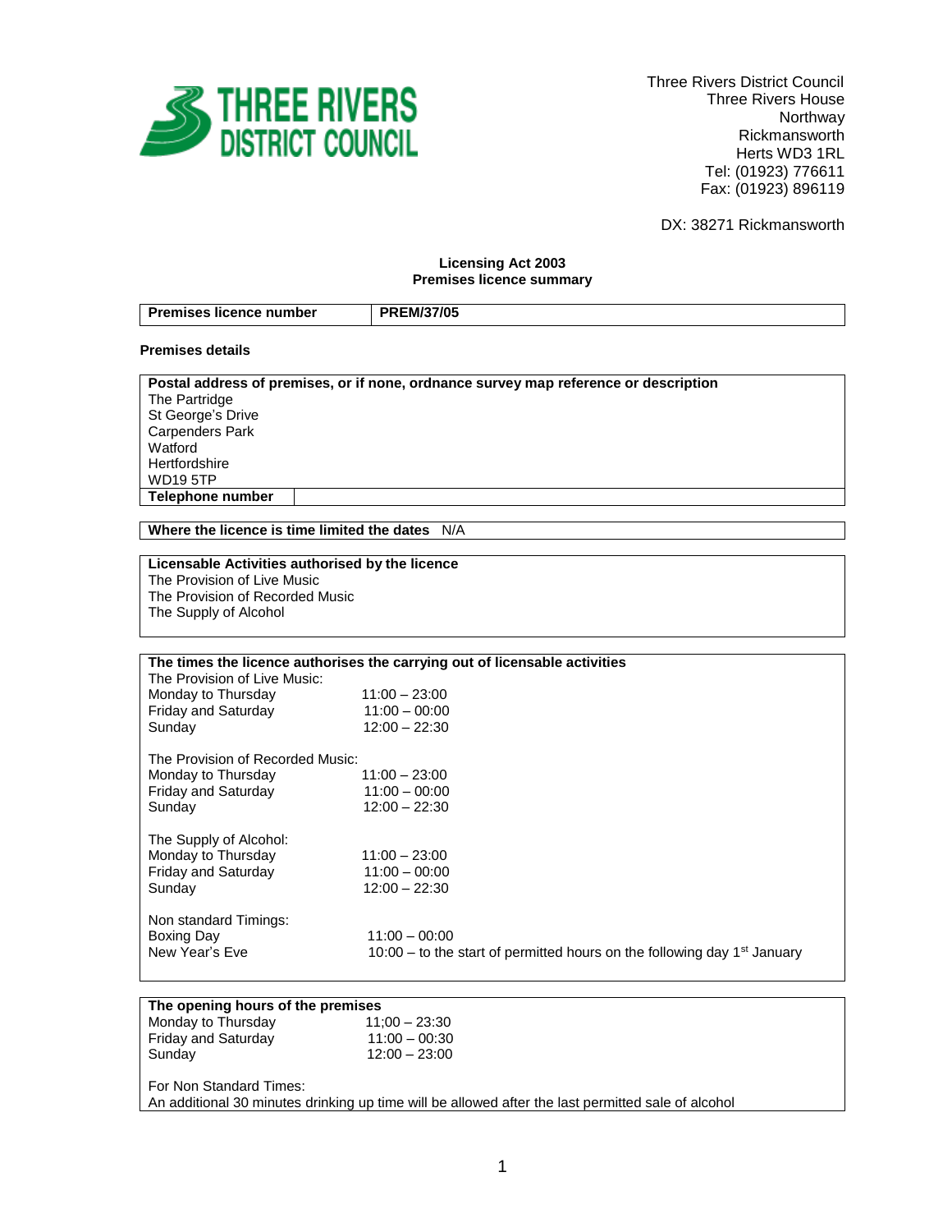**THREE RIVERS DISTRICT COUNCIL**

Three Rivers District Council
Three Rivers House
Northway
Rickmansworth
Herts WD3 1RL
Tel: (01923) 776611
Fax: (01923) 896119

DX: 38271 Rickmansworth

**Licensing Act 2003**
**Premises licence summary**

| **Premises licence number** | **PREM/37/05** |
|---|---|

**Premises details**

| **Postal address of premises, or if none, ordnance survey map reference or description** |
|---|
| The Partridge<br>St George's Drive<br>Carpenders Park<br>Watford<br>Hertfordshire<br>WD19 5TP |
| **Telephone number** |

| **Where the licence is time limited the dates** N/A |
|---|

| **Licensable Activities authorised by the licence** |
|---|
| The Provision of Live Music<br>The Provision of Recorded Music<br>The Supply of Alcohol |

**The times the licence authorises the carrying out of licensable activities**

The Provision of Live Music:

| | |
|---|---|
| Monday to Thursday | 11:00 – 23:00 |
| Friday and Saturday | 11:00 – 00:00 |
| Sunday | 12:00 – 22:30 |

The Provision of Recorded Music:

| | |
|---|---|
| Monday to Thursday | 11:00 – 23:00 |
| Friday and Saturday | 11:00 – 00:00 |
| Sunday | 12:00 – 22:30 |

The Supply of Alcohol:

| | |
|---|---|
| Monday to Thursday | 11:00 – 23:00 |
| Friday and Saturday | 11:00 – 00:00 |
| Sunday | 12:00 – 22:30 |

Non standard Timings:

| | |
|---|---|
| Boxing Day | 11:00 – 00:00 |
| New Year's Eve | 10:00 – to the start of permitted hours on the following day 1st January |

**The opening hours of the premises**

| | |
|---|---|
| Monday to Thursday | 11;00 – 23:30 |
| Friday and Saturday | 11:00 – 00:30 |
| Sunday | 12:00 – 23:00 |

For Non Standard Times:
An additional 30 minutes drinking up time will be allowed after the last permitted sale of alcohol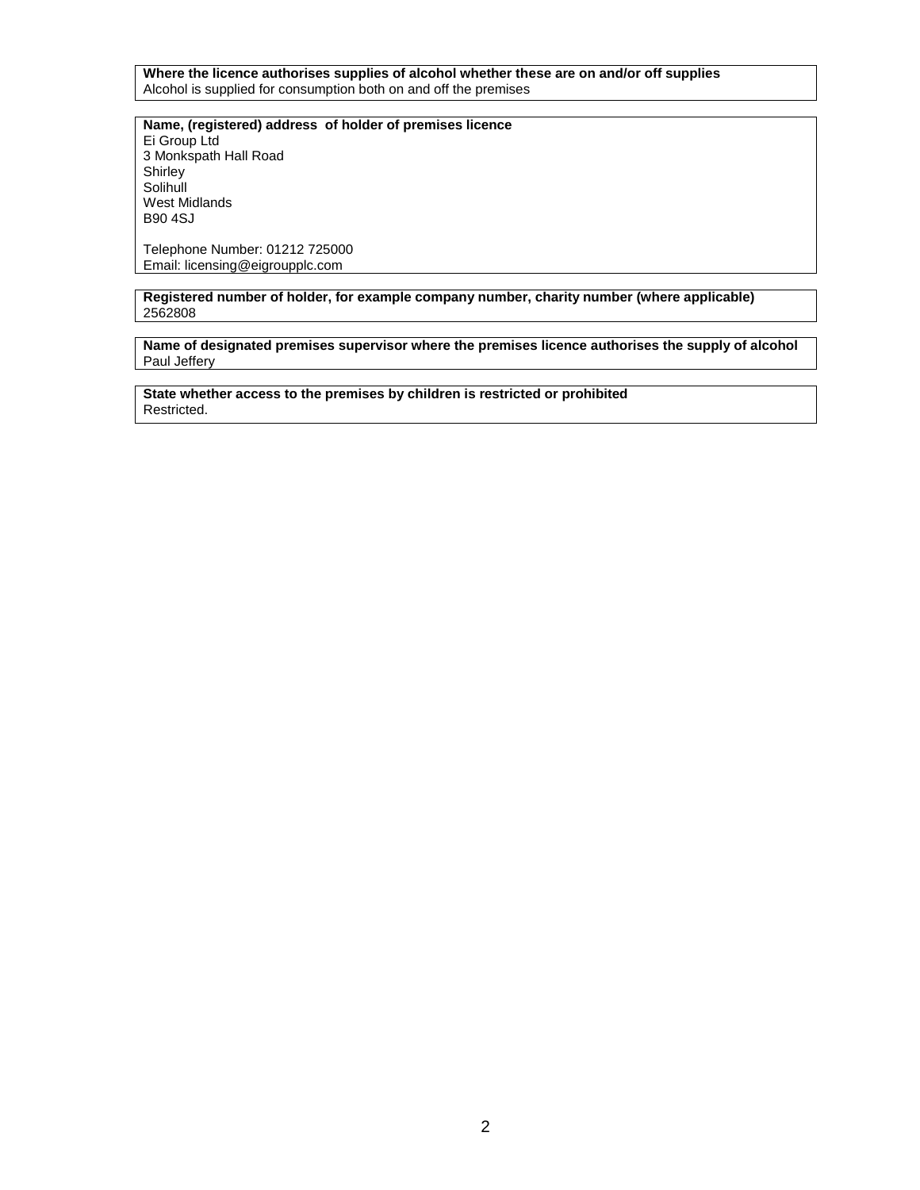**Where the licence authorises supplies of alcohol whether these are on and/or off supplies**
Alcohol is supplied for consumption both on and off the premises

**Name, (registered) address of holder of premises licence**
Ei Group Ltd
3 Monkspath Hall Road
Shirley
Solihull
West Midlands
B90 4SJ

Telephone Number: 01212 725000
Email: licensing@eigroupplc.com

**Registered number of holder, for example company number, charity number (where applicable)**
2562808

**Name of designated premises supervisor where the premises licence authorises the supply of alcohol**
Paul Jeffery

**State whether access to the premises by children is restricted or prohibited**
Restricted.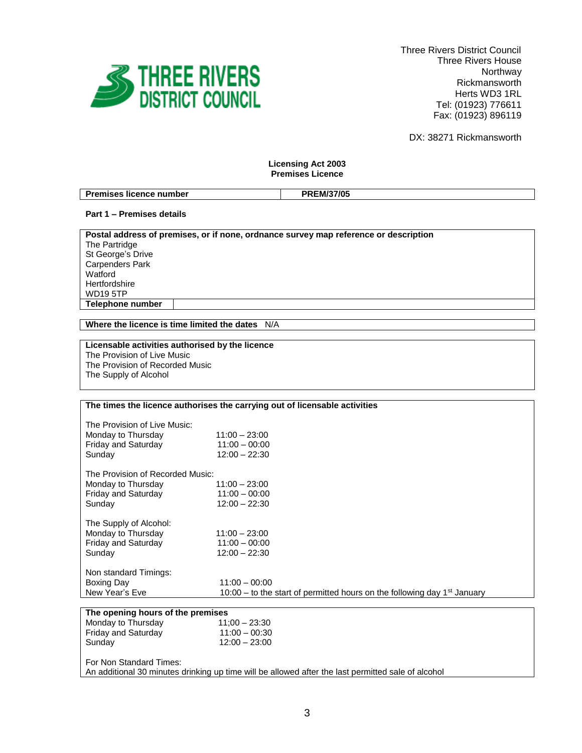Three Rivers District Council
Three Rivers House
Northway
Rickmansworth
Herts WD3 1RL
Tel: (01923) 776611
Fax: (01923) 896119

DX: 38271 Rickmansworth

**Licensing Act 2003**
**Premises Licence**

| **Premises licence number** | **PREM/37/05** |
|---|---|

**Part 1 – Premises details**

**Postal address of premises, or if none, ordnance survey map reference or description**
The Partridge
St George's Drive
Carpenders Park
Watford
Hertfordshire
WD19 5TP

| **Telephone number** | |
|---|---|

**Where the licence is time limited the dates** N/A

**Licensable activities authorised by the licence**
The Provision of Live Music
The Provision of Recorded Music
The Supply of Alcohol

**The times the licence authorises the carrying out of licensable activities**

The Provision of Live Music:

| | |
|---|---|
| Monday to Thursday | 11:00 – 23:00 |
| Friday and Saturday | 11:00 – 00:00 |
| Sunday | 12:00 – 22:30 |

The Provision of Recorded Music:

| | |
|---|---|
| Monday to Thursday | 11:00 – 23:00 |
| Friday and Saturday | 11:00 – 00:00 |
| Sunday | 12:00 – 22:30 |

The Supply of Alcohol:

| | |
|---|---|
| Monday to Thursday | 11:00 – 23:00 |
| Friday and Saturday | 11:00 – 00:00 |
| Sunday | 12:00 – 22:30 |

Non standard Timings:

| | |
|---|---|
| Boxing Day | 11:00 – 00:00 |
| New Year's Eve | 10:00 – to the start of permitted hours on the following day 1st January |

**The opening hours of the premises**

| | |
|---|---|
| Monday to Thursday | 11;00 – 23:30 |
| Friday and Saturday | 11:00 – 00:30 |
| Sunday | 12:00 – 23:00 |

For Non Standard Times:
An additional 30 minutes drinking up time will be allowed after the last permitted sale of alcohol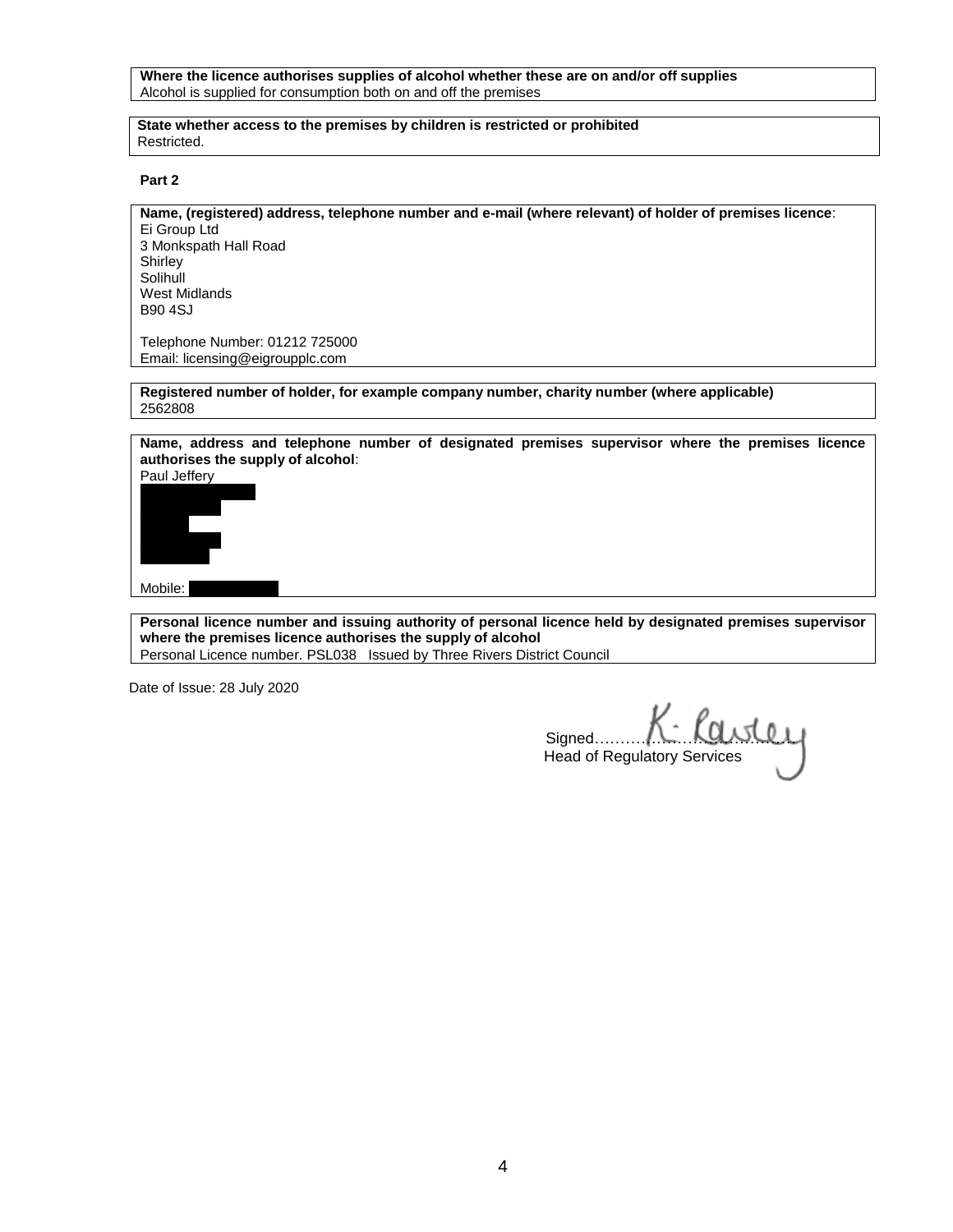**Where the licence authorises supplies of alcohol whether these are on and/or off supplies**
Alcohol is supplied for consumption both on and off the premises

**State whether access to the premises by children is restricted or prohibited**
Restricted.

**Part 2**

**Name, (registered) address, telephone number and e-mail (where relevant) of holder of premises licence**:
Ei Group Ltd
3 Monkspath Hall Road
Shirley
Solihull
West Midlands
B90 4SJ

Telephone Number: 01212 725000
Email: licensing@eigroupplc.com

**Registered number of holder, for example company number, charity number (where applicable)**
2562808

**Name, address and telephone number of designated premises supervisor where the premises licence authorises the supply of alcohol**:
Paul Jeffery

Mobile:

**Personal licence number and issuing authority of personal licence held by designated premises supervisor where the premises licence authorises the supply of alcohol**
Personal Licence number. PSL038 Issued by Three Rivers District Council

Date of Issue: 28 July 2020

Signed……K. Lawley……
Head of Regulatory Services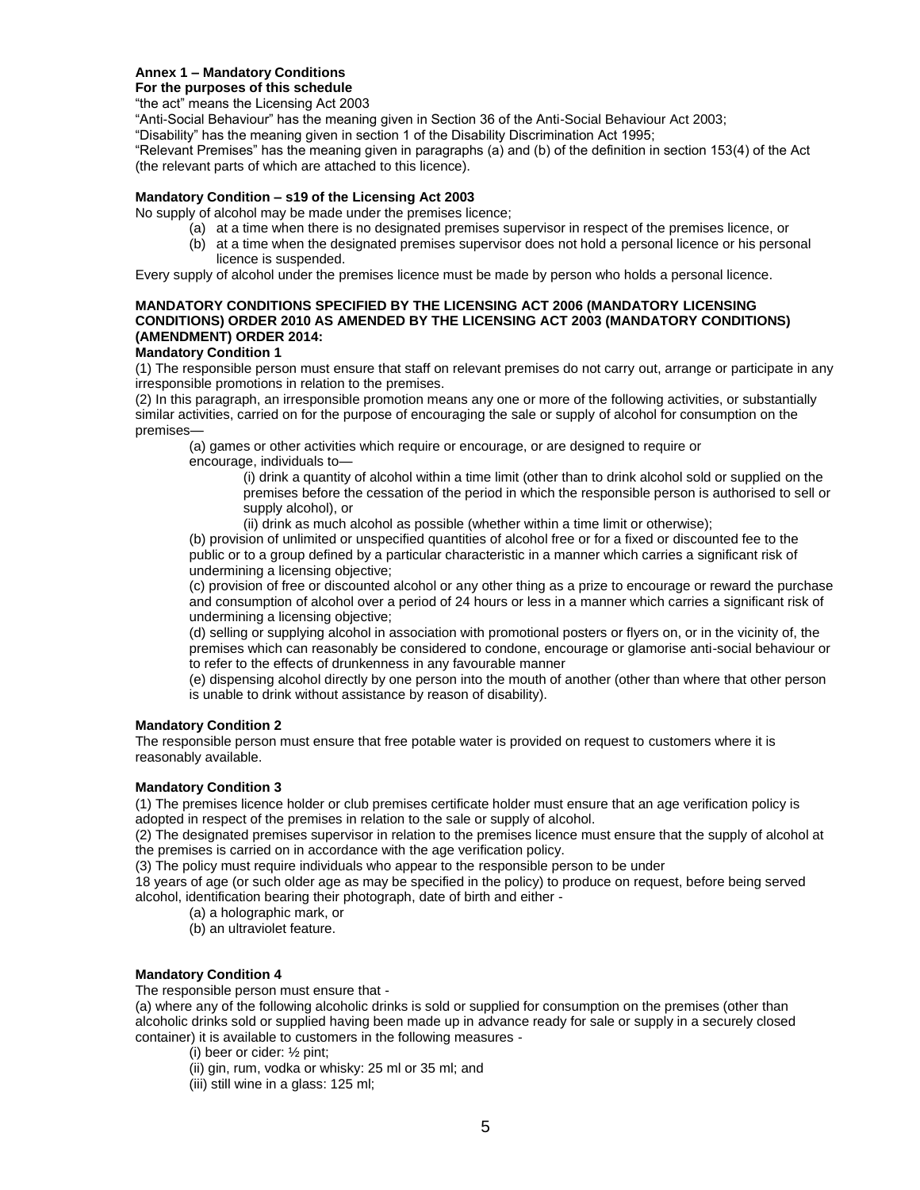## Annex 1 – Mandatory Conditions

**For the purposes of this schedule**

“the act” means the Licensing Act 2003

“Anti-Social Behaviour” has the meaning given in Section 36 of the Anti-Social Behaviour Act 2003;

“Disability” has the meaning given in section 1 of the Disability Discrimination Act 1995;

“Relevant Premises” has the meaning given in paragraphs (a) and (b) of the definition in section 153(4) of the Act (the relevant parts of which are attached to this licence).

### Mandatory Condition – s19 of the Licensing Act 2003

No supply of alcohol may be made under the premises licence;

- (a) at a time when there is no designated premises supervisor in respect of the premises licence, or
- (b) at a time when the designated premises supervisor does not hold a personal licence or his personal licence is suspended.

Every supply of alcohol under the premises licence must be made by person who holds a personal licence.

### MANDATORY CONDITIONS SPECIFIED BY THE LICENSING ACT 2006 (MANDATORY LICENSING CONDITIONS) ORDER 2010 AS AMENDED BY THE LICENSING ACT 2003 (MANDATORY CONDITIONS) (AMENDMENT) ORDER 2014:

### Mandatory Condition 1

(1) The responsible person must ensure that staff on relevant premises do not carry out, arrange or participate in any irresponsible promotions in relation to the premises.

(2) In this paragraph, an irresponsible promotion means any one or more of the following activities, or substantially similar activities, carried on for the purpose of encouraging the sale or supply of alcohol for consumption on the premises—

(a) games or other activities which require or encourage, or are designed to require or encourage, individuals to—

(i) drink a quantity of alcohol within a time limit (other than to drink alcohol sold or supplied on the premises before the cessation of the period in which the responsible person is authorised to sell or supply alcohol), or

(ii) drink as much alcohol as possible (whether within a time limit or otherwise);

(b) provision of unlimited or unspecified quantities of alcohol free or for a fixed or discounted fee to the public or to a group defined by a particular characteristic in a manner which carries a significant risk of undermining a licensing objective;

(c) provision of free or discounted alcohol or any other thing as a prize to encourage or reward the purchase and consumption of alcohol over a period of 24 hours or less in a manner which carries a significant risk of undermining a licensing objective;

(d) selling or supplying alcohol in association with promotional posters or flyers on, or in the vicinity of, the premises which can reasonably be considered to condone, encourage or glamorise anti-social behaviour or to refer to the effects of drunkenness in any favourable manner

(e) dispensing alcohol directly by one person into the mouth of another (other than where that other person is unable to drink without assistance by reason of disability).

### Mandatory Condition 2

The responsible person must ensure that free potable water is provided on request to customers where it is reasonably available.

### Mandatory Condition 3

(1) The premises licence holder or club premises certificate holder must ensure that an age verification policy is adopted in respect of the premises in relation to the sale or supply of alcohol.

(2) The designated premises supervisor in relation to the premises licence must ensure that the supply of alcohol at the premises is carried on in accordance with the age verification policy.

(3) The policy must require individuals who appear to the responsible person to be under 18 years of age (or such older age as may be specified in the policy) to produce on request, before being served alcohol, identification bearing their photograph, date of birth and either -

(a) a holographic mark, or

(b) an ultraviolet feature.

### Mandatory Condition 4

The responsible person must ensure that -

(a) where any of the following alcoholic drinks is sold or supplied for consumption on the premises (other than alcoholic drinks sold or supplied having been made up in advance ready for sale or supply in a securely closed container) it is available to customers in the following measures -

(i) beer or cider: ½ pint;

(ii) gin, rum, vodka or whisky: 25 ml or 35 ml; and

(iii) still wine in a glass: 125 ml;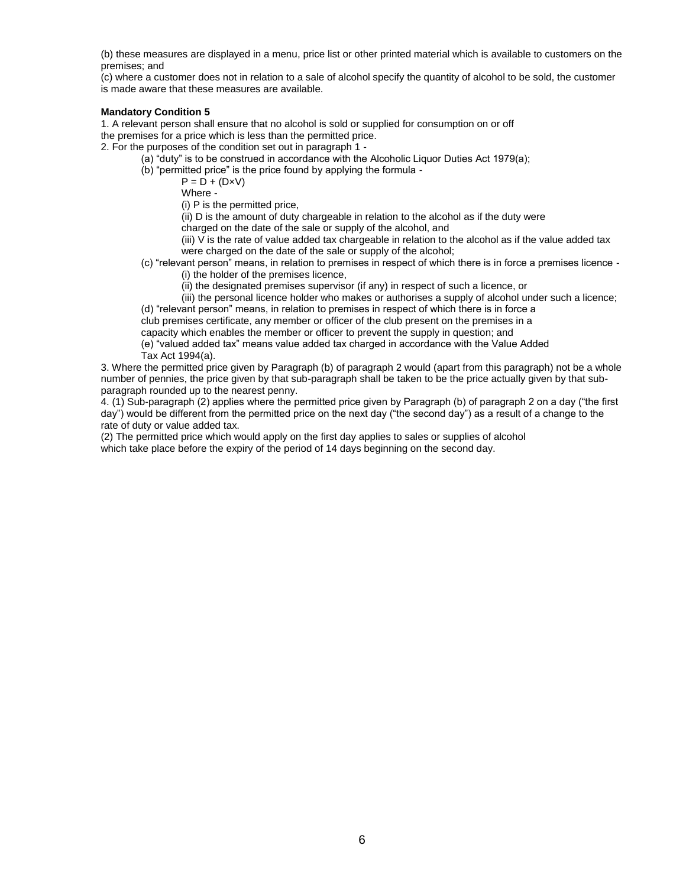(b) these measures are displayed in a menu, price list or other printed material which is available to customers on the premises; and

(c) where a customer does not in relation to a sale of alcohol specify the quantity of alcohol to be sold, the customer is made aware that these measures are available.

**Mandatory Condition 5**

1. A relevant person shall ensure that no alcohol is sold or supplied for consumption on or off the premises for a price which is less than the permitted price.

2. For the purposes of the condition set out in paragraph 1 -

   (a) "duty" is to be construed in accordance with the Alcoholic Liquor Duties Act 1979(a);

   (b) "permitted price" is the price found by applying the formula -

   $P = D + (D \times V)$

   Where -

   (i) P is the permitted price,

   (ii) D is the amount of duty chargeable in relation to the alcohol as if the duty were charged on the date of the sale or supply of the alcohol, and

   (iii) V is the rate of value added tax chargeable in relation to the alcohol as if the value added tax were charged on the date of the sale or supply of the alcohol;

   (c) "relevant person" means, in relation to premises in respect of which there is in force a premises licence -

   (i) the holder of the premises licence,

   (ii) the designated premises supervisor (if any) in respect of such a licence, or

   (iii) the personal licence holder who makes or authorises a supply of alcohol under such a licence;

   (d) "relevant person" means, in relation to premises in respect of which there is in force a club premises certificate, any member or officer of the club present on the premises in a capacity which enables the member or officer to prevent the supply in question; and

   (e) "valued added tax" means value added tax charged in accordance with the Value Added Tax Act 1994(a).

3. Where the permitted price given by Paragraph (b) of paragraph 2 would (apart from this paragraph) not be a whole number of pennies, the price given by that sub-paragraph shall be taken to be the price actually given by that sub-paragraph rounded up to the nearest penny.

4. (1) Sub-paragraph (2) applies where the permitted price given by Paragraph (b) of paragraph 2 on a day ("the first day") would be different from the permitted price on the next day ("the second day") as a result of a change to the rate of duty or value added tax.

(2) The permitted price which would apply on the first day applies to sales or supplies of alcohol which take place before the expiry of the period of 14 days beginning on the second day.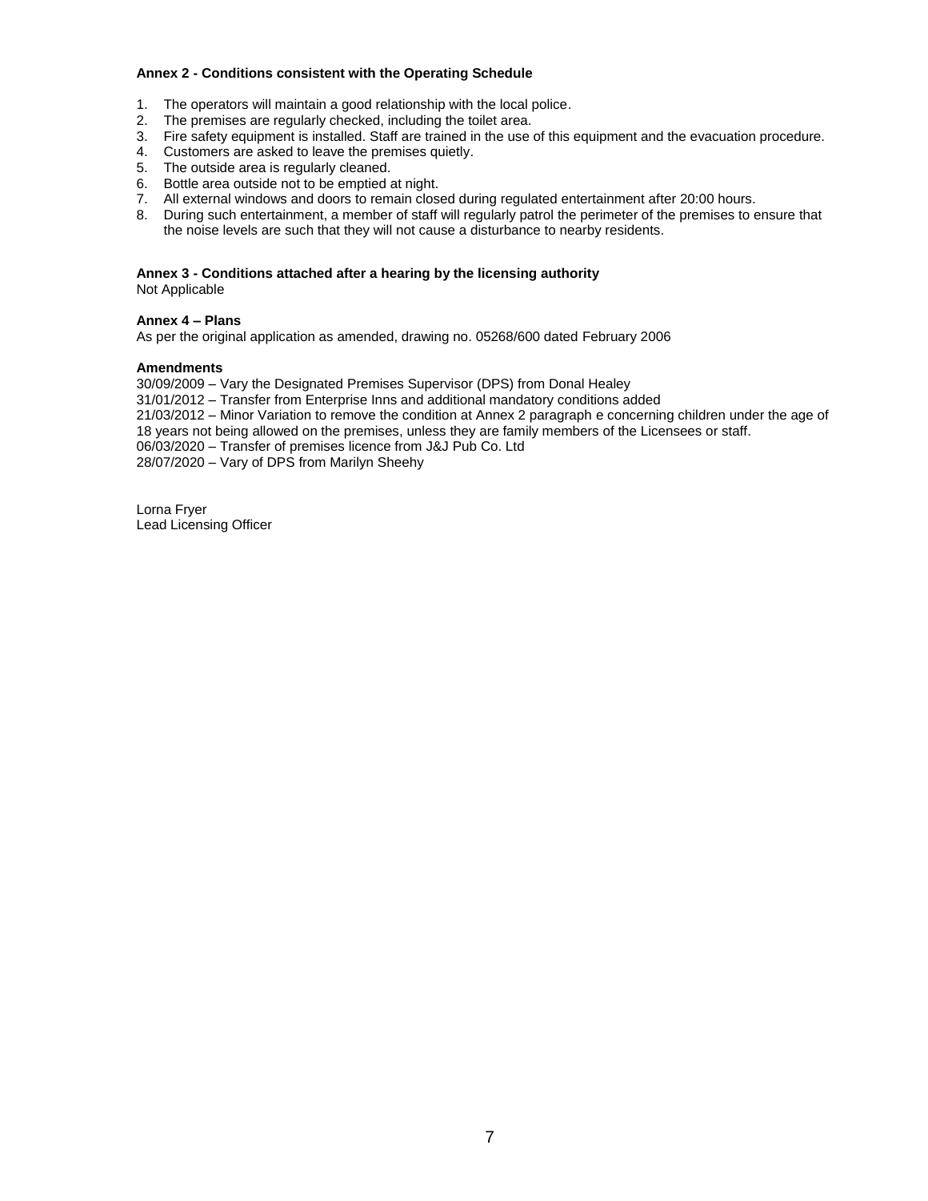**Annex 2 - Conditions consistent with the Operating Schedule**

1. The operators will maintain a good relationship with the local police.
2. The premises are regularly checked, including the toilet area.
3. Fire safety equipment is installed. Staff are trained in the use of this equipment and the evacuation procedure.
4. Customers are asked to leave the premises quietly.
5. The outside area is regularly cleaned.
6. Bottle area outside not to be emptied at night.
7. All external windows and doors to remain closed during regulated entertainment after 20:00 hours.
8. During such entertainment, a member of staff will regularly patrol the perimeter of the premises to ensure that the noise levels are such that they will not cause a disturbance to nearby residents.

**Annex 3 - Conditions attached after a hearing by the licensing authority**
Not Applicable

**Annex 4 – Plans**
As per the original application as amended, drawing no. 05268/600 dated February 2006

**Amendments**
30/09/2009 – Vary the Designated Premises Supervisor (DPS) from Donal Healey
31/01/2012 – Transfer from Enterprise Inns and additional mandatory conditions added
21/03/2012 – Minor Variation to remove the condition at Annex 2 paragraph e concerning children under the age of 18 years not being allowed on the premises, unless they are family members of the Licensees or staff.
06/03/2020 – Transfer of premises licence from J&J Pub Co. Ltd
28/07/2020 – Vary of DPS from Marilyn Sheehy

Lorna Fryer
Lead Licensing Officer